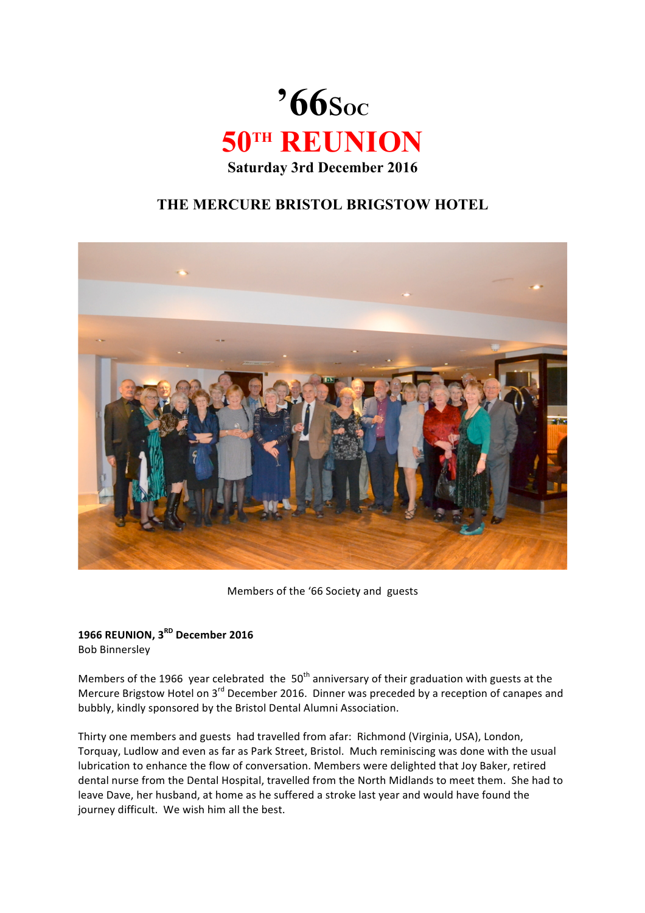# ’66Soc

# 50TH REUNION

**Saturday 3rd December 2016**

## THE MERCURE BRISTOL BRIGSTOW HOTEL

Members of the ‘66 Society and guests

**1966 REUNION, 3RD December 2016**
Bob Binnersley

Members of the 1966 year celebrated the 50th anniversary of their graduation with guests at the Mercure Brigstow Hotel on 3rd December 2016. Dinner was preceded by a reception of canapes and bubbly, kindly sponsored by the Bristol Dental Alumni Association.

Thirty one members and guests had travelled from afar: Richmond (Virginia, USA), London, Torquay, Ludlow and even as far as Park Street, Bristol. Much reminiscing was done with the usual lubrication to enhance the flow of conversation. Members were delighted that Joy Baker, retired dental nurse from the Dental Hospital, travelled from the North Midlands to meet them. She had to leave Dave, her husband, at home as he suffered a stroke last year and would have found the journey difficult. We wish him all the best.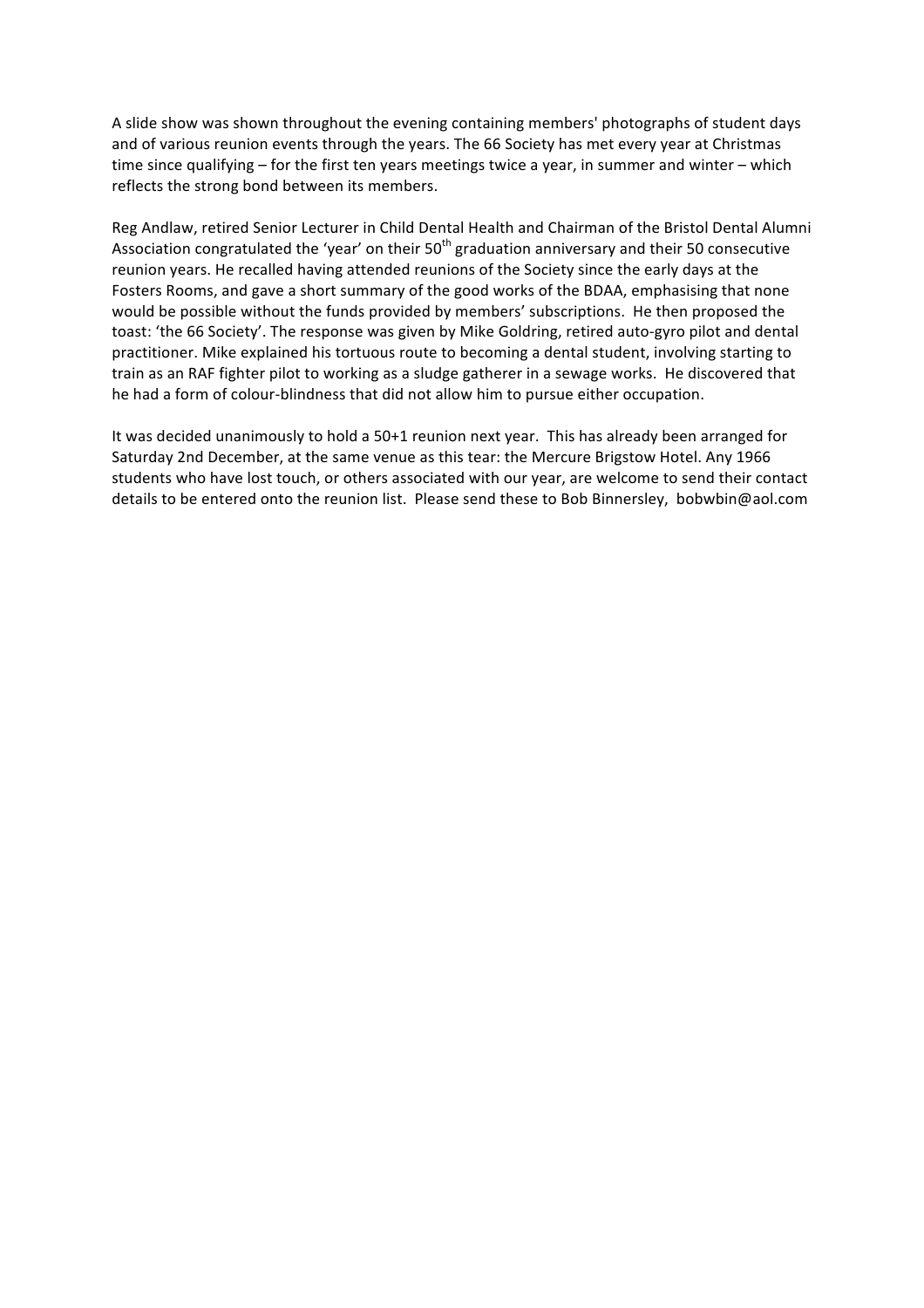A slide show was shown throughout the evening containing members' photographs of student days and of various reunion events through the years. The 66 Society has met every year at Christmas time since qualifying – for the first ten years meetings twice a year, in summer and winter – which reflects the strong bond between its members.

Reg Andlaw, retired Senior Lecturer in Child Dental Health and Chairman of the Bristol Dental Alumni Association congratulated the 'year' on their 50th graduation anniversary and their 50 consecutive reunion years. He recalled having attended reunions of the Society since the early days at the Fosters Rooms, and gave a short summary of the good works of the BDAA, emphasising that none would be possible without the funds provided by members' subscriptions. He then proposed the toast: 'the 66 Society'. The response was given by Mike Goldring, retired auto-gyro pilot and dental practitioner. Mike explained his tortuous route to becoming a dental student, involving starting to train as an RAF fighter pilot to working as a sludge gatherer in a sewage works. He discovered that he had a form of colour-blindness that did not allow him to pursue either occupation.

It was decided unanimously to hold a 50+1 reunion next year. This has already been arranged for Saturday 2nd December, at the same venue as this tear: the Mercure Brigstow Hotel. Any 1966 students who have lost touch, or others associated with our year, are welcome to send their contact details to be entered onto the reunion list. Please send these to Bob Binnersley, bobwbin@aol.com